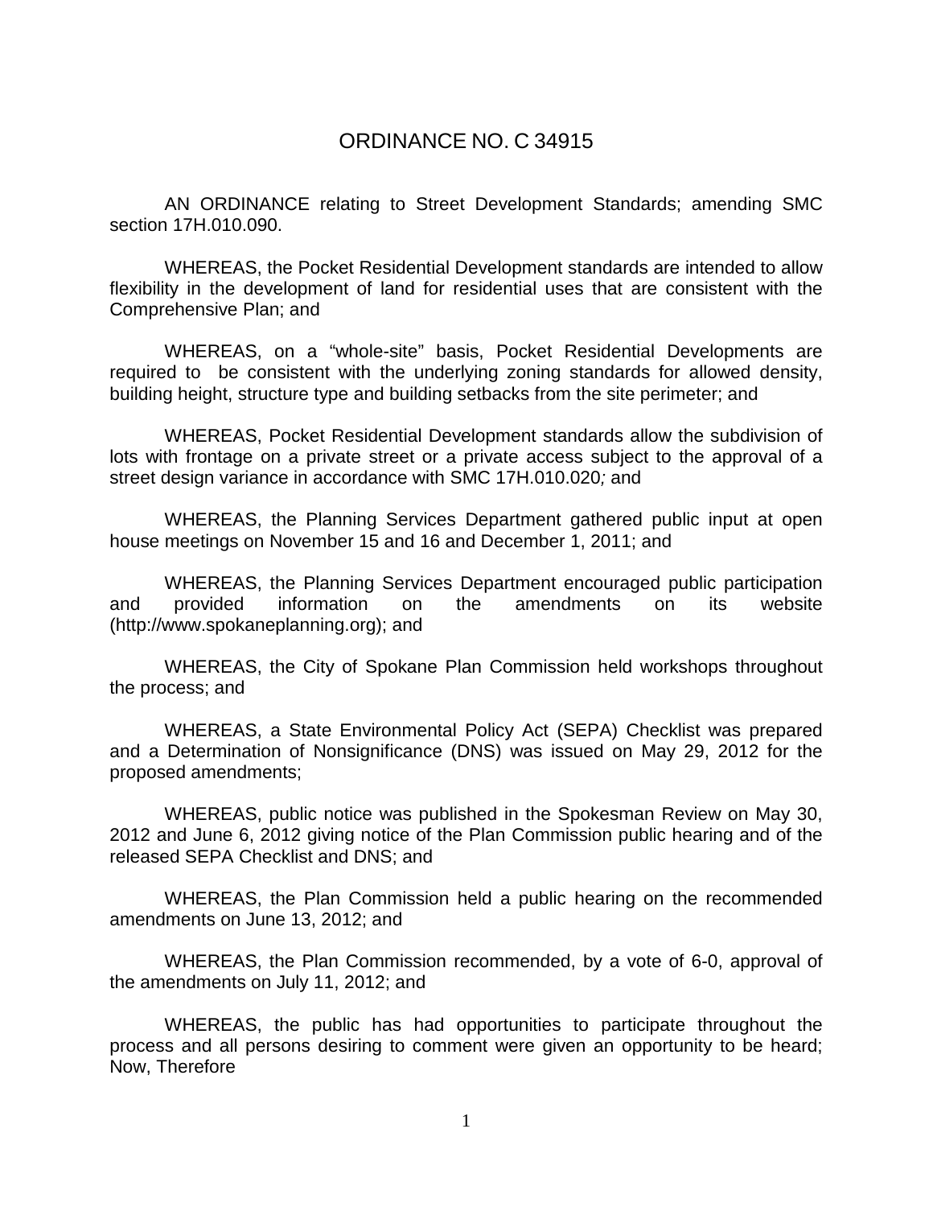# ORDINANCE NO. C 34915

AN ORDINANCE relating to Street Development Standards; amending SMC section 17H.010.090.

WHEREAS, the Pocket Residential Development standards are intended to allow flexibility in the development of land for residential uses that are consistent with the Comprehensive Plan; and

WHEREAS, on a "whole-site" basis, Pocket Residential Developments are required to be consistent with the underlying zoning standards for allowed density, building height, structure type and building setbacks from the site perimeter; and

WHEREAS, Pocket Residential Development standards allow the subdivision of lots with frontage on a private street or a private access subject to the approval of a street design variance in accordance with SMC 17H.010.020*;* and

WHEREAS, the Planning Services Department gathered public input at open house meetings on November 15 and 16 and December 1, 2011; and

WHEREAS, the Planning Services Department encouraged public participation and provided information on the amendments on its website (http://www.spokaneplanning.org); and

WHEREAS, the City of Spokane Plan Commission held workshops throughout the process; and

WHEREAS, a State Environmental Policy Act (SEPA) Checklist was prepared and a Determination of Nonsignificance (DNS) was issued on May 29, 2012 for the proposed amendments;

WHEREAS, public notice was published in the Spokesman Review on May 30, 2012 and June 6, 2012 giving notice of the Plan Commission public hearing and of the released SEPA Checklist and DNS; and

WHEREAS, the Plan Commission held a public hearing on the recommended amendments on June 13, 2012; and

WHEREAS, the Plan Commission recommended, by a vote of 6-0, approval of the amendments on July 11, 2012; and

WHEREAS, the public has had opportunities to participate throughout the process and all persons desiring to comment were given an opportunity to be heard; Now, Therefore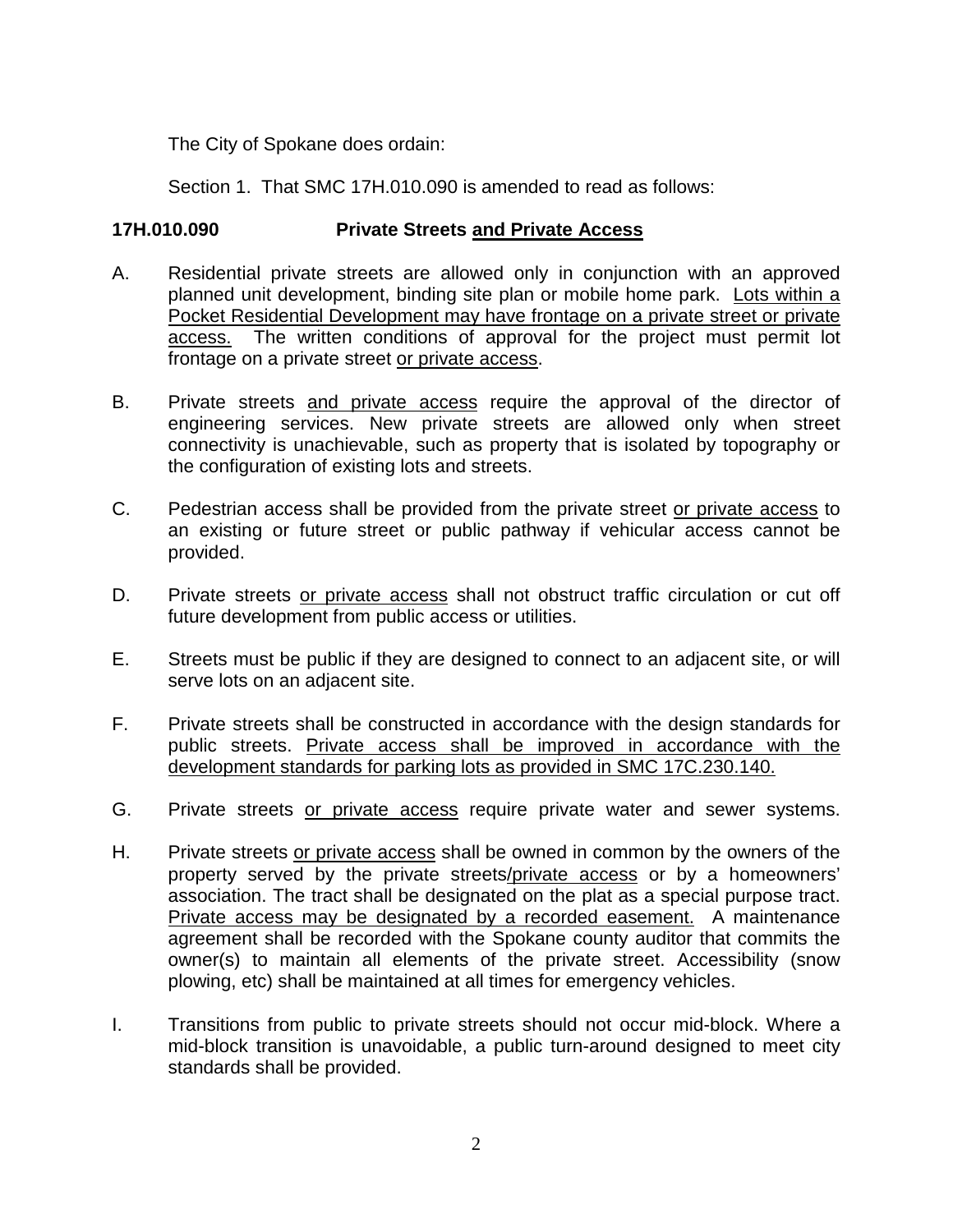The City of Spokane does ordain:

Section 1. That SMC 17H.010.090 is amended to read as follows:

**17H.010.090 Private Streets <u>and Private Access</u>**

A. Residential private streets are allowed only in conjunction with an approved planned unit development, binding site plan or mobile home park. <u>Lots within a Pocket Residential Development may have frontage on a private street or private access.</u> The written conditions of approval for the project must permit lot frontage on a private street <u>or private access</u>.

B. Private streets <u>and private access</u> require the approval of the director of engineering services. New private streets are allowed only when street connectivity is unachievable, such as property that is isolated by topography or the configuration of existing lots and streets.

C. Pedestrian access shall be provided from the private street <u>or private access</u> to an existing or future street or public pathway if vehicular access cannot be provided.

D. Private streets <u>or private access</u> shall not obstruct traffic circulation or cut off future development from public access or utilities.

E. Streets must be public if they are designed to connect to an adjacent site, or will serve lots on an adjacent site.

F. Private streets shall be constructed in accordance with the design standards for public streets. <u>Private access shall be improved in accordance with the development standards for parking lots as provided in SMC 17C.230.140.</u>

G. Private streets <u>or private access</u> require private water and sewer systems.

H. Private streets <u>or private access</u> shall be owned in common by the owners of the property served by the private streets/<u>private access</u> or by a homeowners' association. The tract shall be designated on the plat as a special purpose tract. <u>Private access may be designated by a recorded easement.</u> A maintenance agreement shall be recorded with the Spokane county auditor that commits the owner(s) to maintain all elements of the private street. Accessibility (snow plowing, etc) shall be maintained at all times for emergency vehicles.

I. Transitions from public to private streets should not occur mid-block. Where a mid-block transition is unavoidable, a public turn-around designed to meet city standards shall be provided.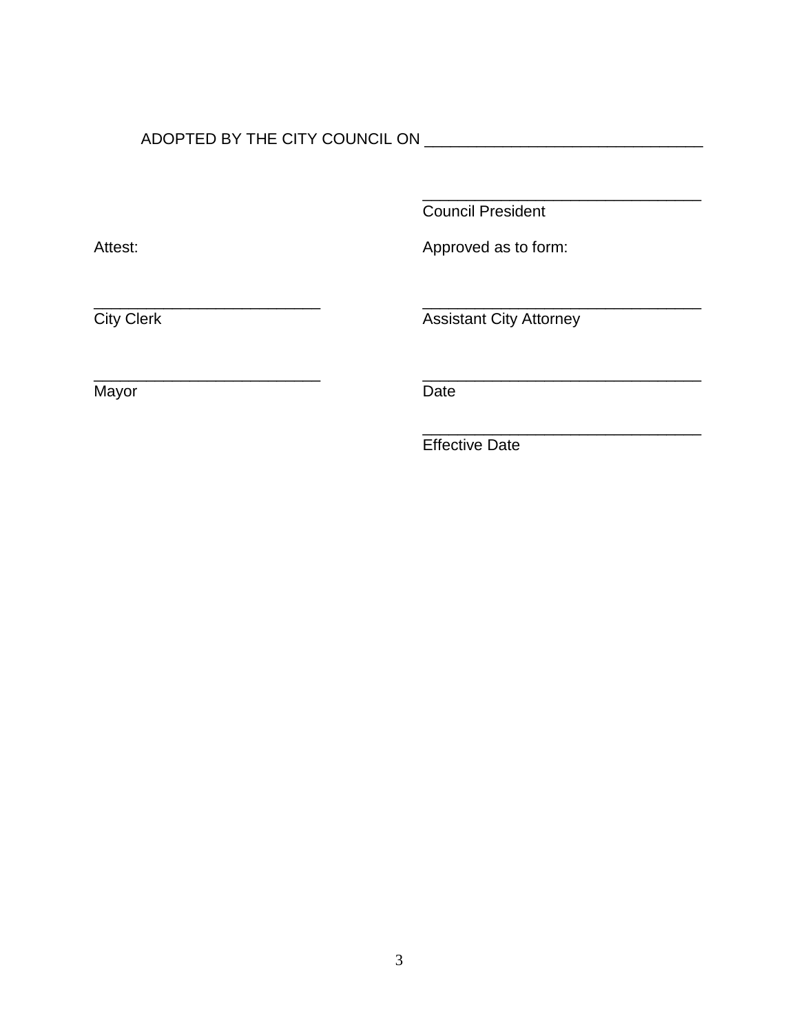ADOPTED BY THE CITY COUNCIL ON ________________________________

________________________________
Council President

Attest: Approved as to form:

__________________________
City Clerk

________________________________
Assistant City Attorney

__________________________
Mayor

________________________________
Date

________________________________
Effective Date